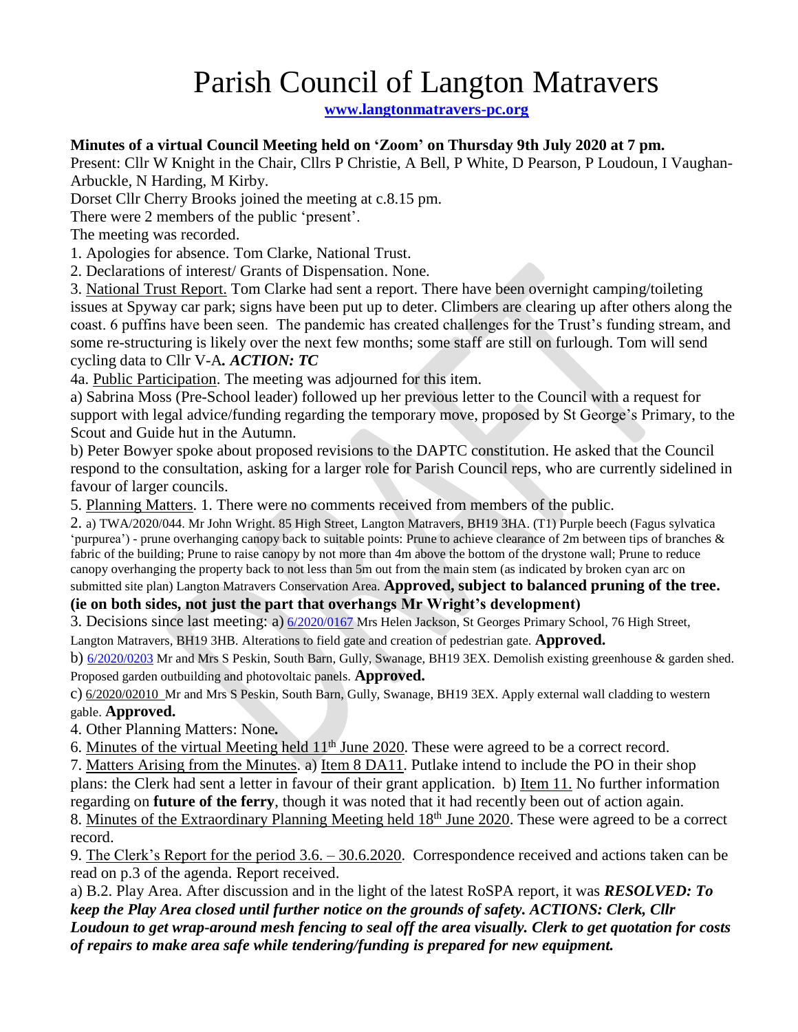# Parish Council of Langton Matravers

**www.langtonmatravers-pc.org**

**Minutes of a virtual Council Meeting held on 'Zoom' on Thursday 9th July 2020 at 7 pm.**

Present: Cllr W Knight in the Chair, Cllrs P Christie, A Bell, P White, D Pearson, P Loudoun, I Vaughan-Arbuckle, N Harding, M Kirby.

Dorset Cllr Cherry Brooks joined the meeting at c.8.15 pm.

There were 2 members of the public 'present'.

The meeting was recorded.

1. Apologies for absence. Tom Clarke, National Trust.

2. Declarations of interest/ Grants of Dispensation. None.

3. National Trust Report. Tom Clarke had sent a report. There have been overnight camping/toileting issues at Spyway car park; signs have been put up to deter. Climbers are clearing up after others along the coast. 6 puffins have been seen. The pandemic has created challenges for the Trust's funding stream, and some re-structuring is likely over the next few months; some staff are still on furlough. Tom will send cycling data to Cllr V-A*. **ACTION: TC***

4a. Public Participation. The meeting was adjourned for this item.

a) Sabrina Moss (Pre-School leader) followed up her previous letter to the Council with a request for support with legal advice/funding regarding the temporary move, proposed by St George's Primary, to the Scout and Guide hut in the Autumn.

b) Peter Bowyer spoke about proposed revisions to the DAPTC constitution. He asked that the Council respond to the consultation, asking for a larger role for Parish Council reps, who are currently sidelined in favour of larger councils.

5. Planning Matters. 1. There were no comments received from members of the public.

2. a) TWA/2020/044. Mr John Wright. 85 High Street, Langton Matravers, BH19 3HA. (T1) Purple beech (Fagus sylvatica 'purpurea') - prune overhanging canopy back to suitable points: Prune to achieve clearance of 2m between tips of branches & fabric of the building; Prune to raise canopy by not more than 4m above the bottom of the drystone wall; Prune to reduce canopy overhanging the property back to not less than 5m out from the main stem (as indicated by broken cyan arc on submitted site plan) Langton Matravers Conservation Area. **Approved, subject to balanced pruning of the tree. (ie on both sides, not just the part that overhangs Mr Wright's development)**

3. Decisions since last meeting: a) 6/2020/0167 Mrs Helen Jackson, St Georges Primary School, 76 High Street, Langton Matravers, BH19 3HB. Alterations to field gate and creation of pedestrian gate. **Approved.**

b) 6/2020/0203 Mr and Mrs S Peskin, South Barn, Gully, Swanage, BH19 3EX. Demolish existing greenhouse & garden shed. Proposed garden outbuilding and photovoltaic panels. **Approved.**

c) 6/2020/02010 Mr and Mrs S Peskin, South Barn, Gully, Swanage, BH19 3EX. Apply external wall cladding to western gable. **Approved.**

4. Other Planning Matters: None**.**

6. Minutes of the virtual Meeting held 11th June 2020. These were agreed to be a correct record.

7. Matters Arising from the Minutes. a) Item 8 DA11. Putlake intend to include the PO in their shop plans: the Clerk had sent a letter in favour of their grant application. b) Item 11. No further information regarding on **future of the ferry**, though it was noted that it had recently been out of action again.

8. Minutes of the Extraordinary Planning Meeting held 18th June 2020. These were agreed to be a correct record.

9. The Clerk's Report for the period 3.6. – 30.6.2020. Correspondence received and actions taken can be read on p.3 of the agenda. Report received.

a) B.2. Play Area. After discussion and in the light of the latest RoSPA report, it was ***RESOLVED: To keep the Play Area closed until further notice on the grounds of safety. ACTIONS: Clerk, Cllr Loudoun to get wrap-around mesh fencing to seal off the area visually. Clerk to get quotation for costs of repairs to make area safe while tendering/funding is prepared for new equipment.***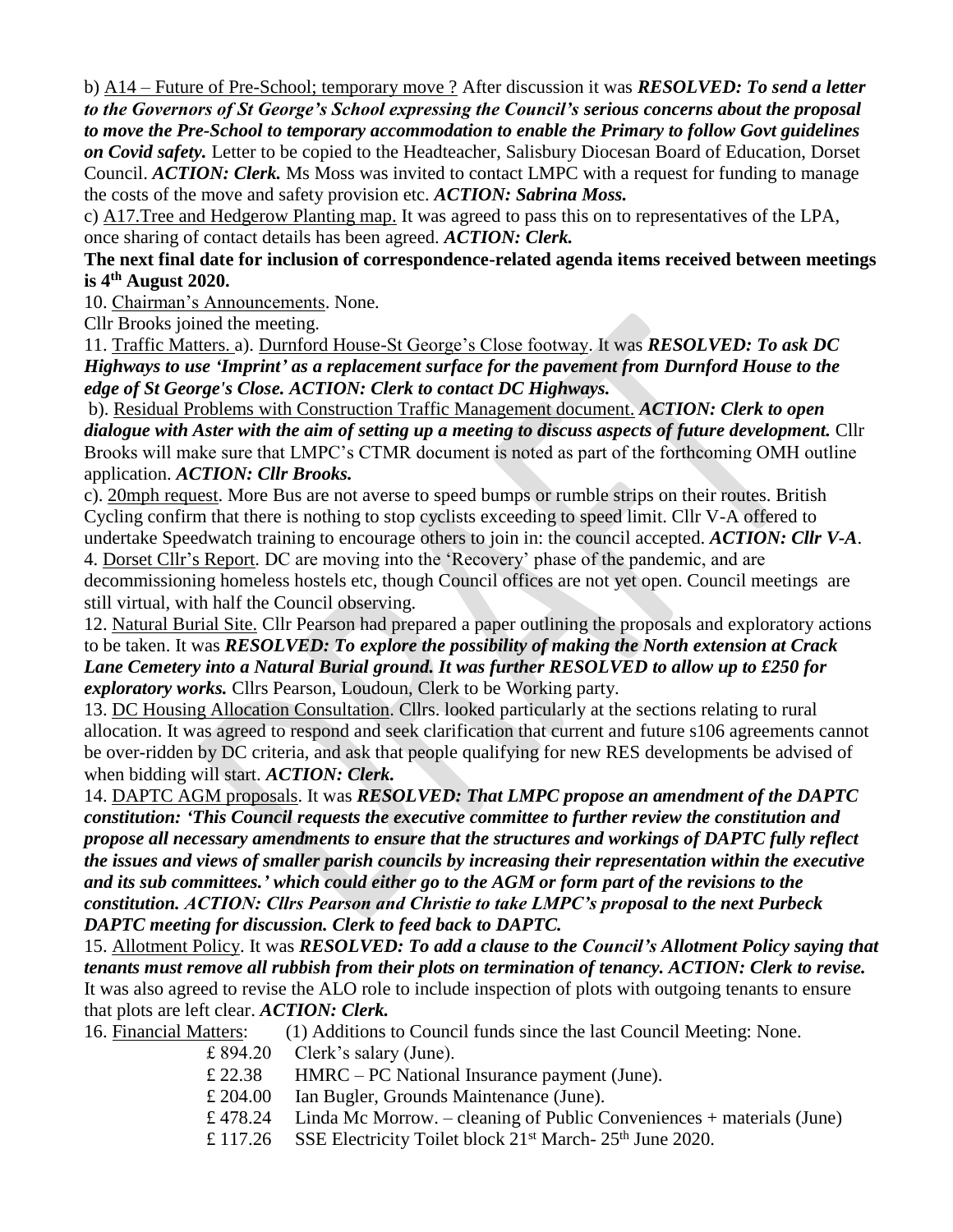b) <u>A14 – Future of Pre-School; temporary move ?</u> After discussion it was ***RESOLVED: To send a letter to the Governors of St George's School expressing the Council's serious concerns about the proposal to move the Pre-School to temporary accommodation to enable the Primary to follow Govt guidelines on Covid safety.*** Letter to be copied to the Headteacher, Salisbury Diocesan Board of Education, Dorset Council. ***ACTION: Clerk.*** Ms Moss was invited to contact LMPC with a request for funding to manage the costs of the move and safety provision etc. ***ACTION: Sabrina Moss.***

c) <u>A17.Tree and Hedgerow Planting map.</u> It was agreed to pass this on to representatives of the LPA, once sharing of contact details has been agreed. ***ACTION: Clerk.***

**The next final date for inclusion of correspondence-related agenda items received between meetings is 4th August 2020.**

10. <u>Chairman's Announcements</u>. None.

Cllr Brooks joined the meeting.

11. <u>Traffic Matters.</u> a). <u>Durnford House-St George's Close footway</u>. It was ***RESOLVED: To ask DC Highways to use 'Imprint' as a replacement surface for the pavement from Durnford House to the edge of St George's Close. ACTION: Clerk to contact DC Highways.***

b). <u>Residual Problems with Construction Traffic Management document.</u> ***ACTION: Clerk to open dialogue with Aster with the aim of setting up a meeting to discuss aspects of future development.*** Cllr Brooks will make sure that LMPC's CTMR document is noted as part of the forthcoming OMH outline application. ***ACTION: Cllr Brooks.***

c). <u>20mph request</u>. More Bus are not averse to speed bumps or rumble strips on their routes. British Cycling confirm that there is nothing to stop cyclists exceeding to speed limit. Cllr V-A offered to undertake Speedwatch training to encourage others to join in: the council accepted. ***ACTION: Cllr V-A***.

4. <u>Dorset Cllr's Report</u>. DC are moving into the 'Recovery' phase of the pandemic, and are decommissioning homeless hostels etc, though Council offices are not yet open. Council meetings are still virtual, with half the Council observing.

12. <u>Natural Burial Site.</u> Cllr Pearson had prepared a paper outlining the proposals and exploratory actions to be taken. It was ***RESOLVED: To explore the possibility of making the North extension at Crack Lane Cemetery into a Natural Burial ground. It was further RESOLVED to allow up to £250 for exploratory works.*** Cllrs Pearson, Loudoun, Clerk to be Working party.

13. <u>DC Housing Allocation Consultation</u>. Cllrs. looked particularly at the sections relating to rural allocation. It was agreed to respond and seek clarification that current and future s106 agreements cannot be over-ridden by DC criteria, and ask that people qualifying for new RES developments be advised of when bidding will start. ***ACTION: Clerk.***

14. <u>DAPTC AGM proposals</u>. It was ***RESOLVED: That LMPC propose an amendment of the DAPTC constitution: 'This Council requests the executive committee to further review the constitution and propose all necessary amendments to ensure that the structures and workings of DAPTC fully reflect the issues and views of smaller parish councils by increasing their representation within the executive and its sub committees.' which could either go to the AGM or form part of the revisions to the constitution. ACTION: Cllrs Pearson and Christie to take LMPC's proposal to the next Purbeck DAPTC meeting for discussion. Clerk to feed back to DAPTC.***

15. <u>Allotment Policy</u>. It was ***RESOLVED: To add a clause to the Council's Allotment Policy saying that tenants must remove all rubbish from their plots on termination of tenancy. ACTION: Clerk to revise.*** It was also agreed to revise the ALO role to include inspection of plots with outgoing tenants to ensure that plots are left clear. ***ACTION: Clerk.***

16. <u>Financial Matters</u>: (1) Additions to Council funds since the last Council Meeting: None.

£ 894.20 Clerk's salary (June).
£ 22.38 HMRC – PC National Insurance payment (June).
£ 204.00 Ian Bugler, Grounds Maintenance (June).
£ 478.24 Linda Mc Morrow. – cleaning of Public Conveniences + materials (June)
£ 117.26 SSE Electricity Toilet block 21st March- 25th June 2020.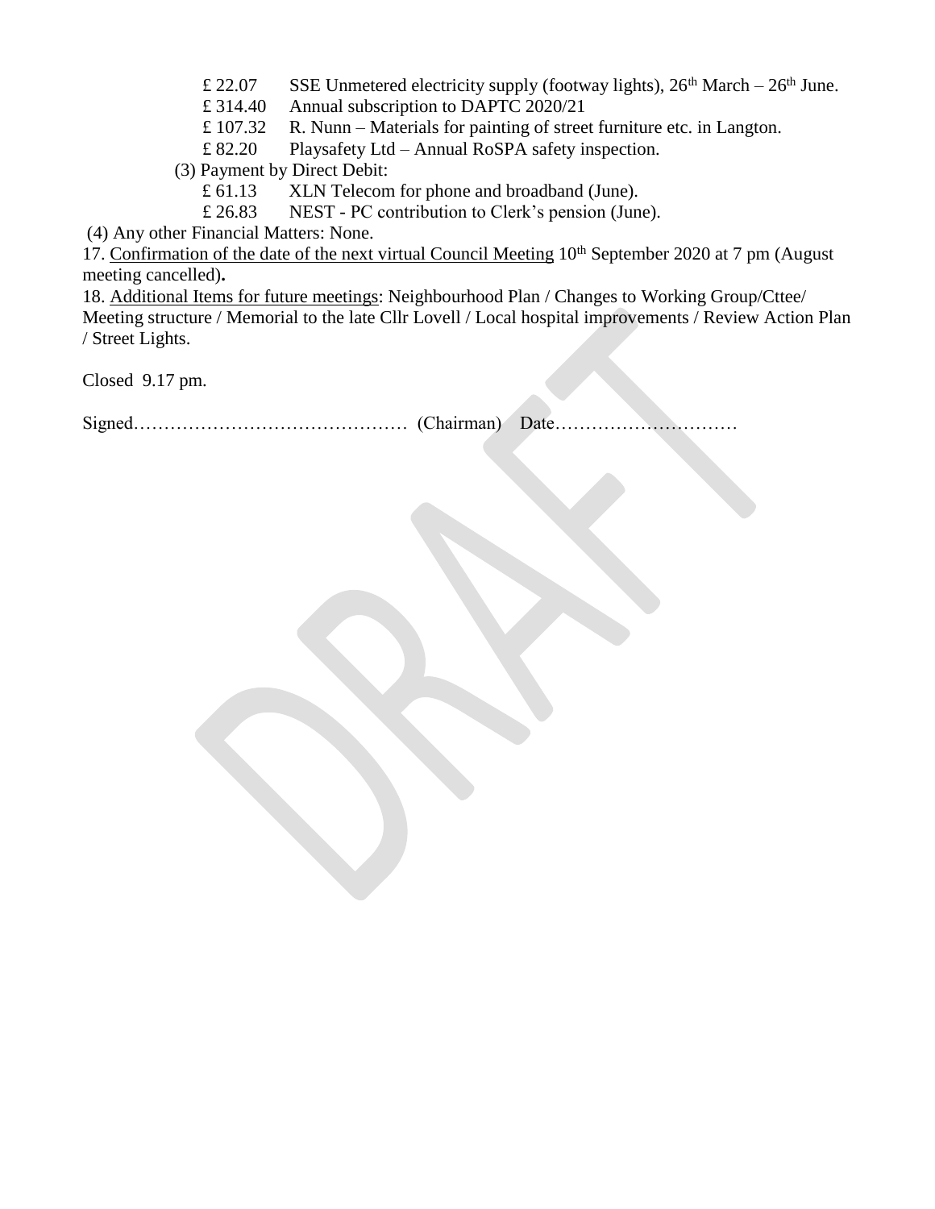£ 22.07 SSE Unmetered electricity supply (footway lights), 26th March – 26th June.
£ 314.40 Annual subscription to DAPTC 2020/21
£ 107.32 R. Nunn – Materials for painting of street furniture etc. in Langton.
£ 82.20 Playsafety Ltd – Annual RoSPA safety inspection.

(3) Payment by Direct Debit:

£ 61.13 XLN Telecom for phone and broadband (June).
£ 26.83 NEST - PC contribution to Clerk's pension (June).

(4) Any other Financial Matters: None.

17. Confirmation of the date of the next virtual Council Meeting 10th September 2020 at 7 pm (August meeting cancelled)**.**

18. Additional Items for future meetings: Neighbourhood Plan / Changes to Working Group/Cttee/ Meeting structure / Memorial to the late Cllr Lovell / Local hospital improvements / Review Action Plan / Street Lights.

Closed 9.17 pm.

Signed……………………………………… (Chairman) Date…………………………

DRAFT